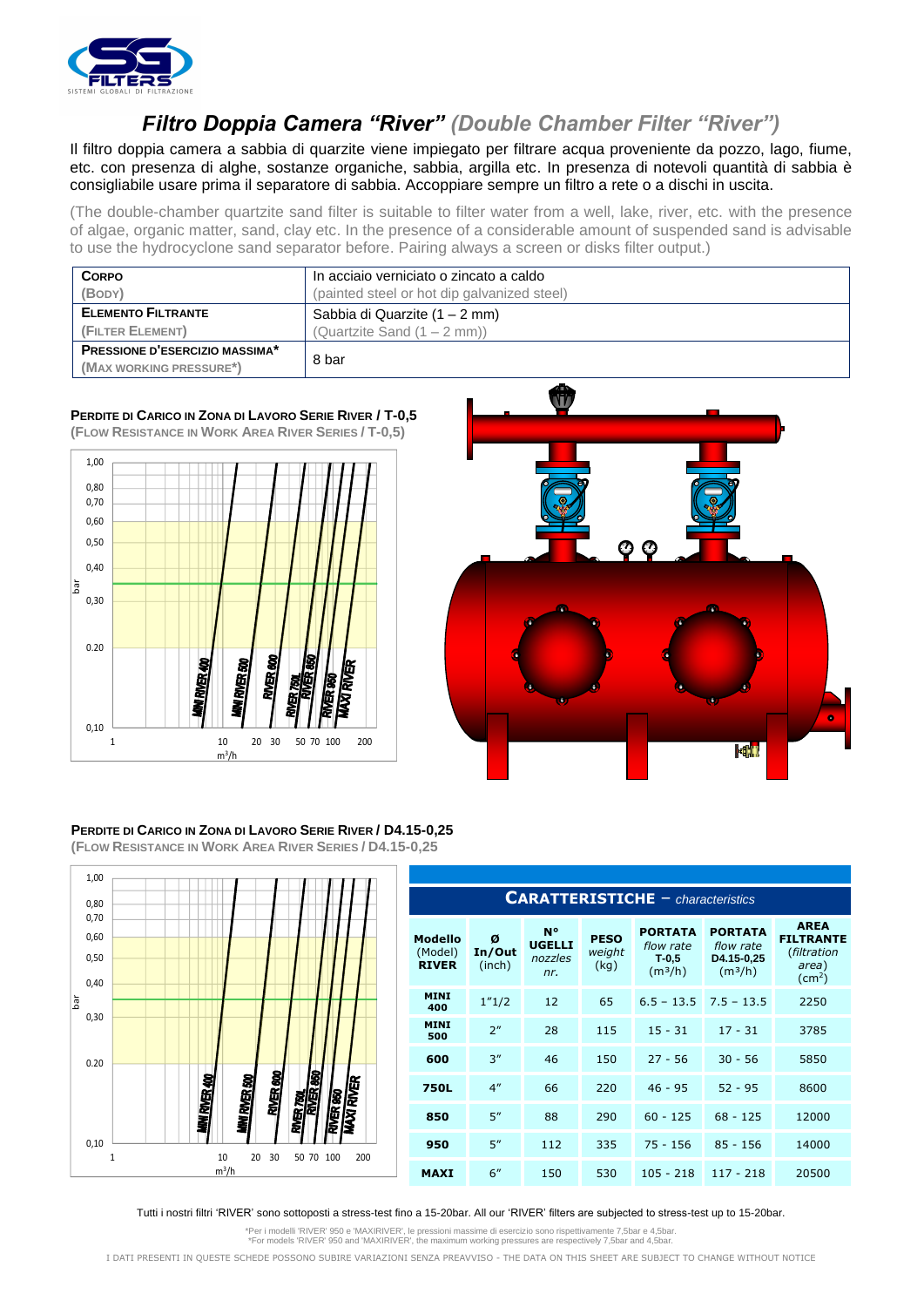# Filtro Doppia Camera "River" (Double Chamber Filter "River")

Il filtro doppia camera a sabbia di quarzite viene impiegato per filtrare acqua proveniente da pozzo, lago, fiume, etc. con presenza di alghe, sostanze organiche, sabbia, argilla etc. In presenza di notevoli quantità di sabbia è consigliabile usare prima il separatore di sabbia. Accoppiare sempre un filtro a rete o a dischi in uscita.

(The double-chamber quartzite sand filter is suitable to filter water from a well, lake, river, etc. with the presence of algae, organic matter, sand, clay etc. In the presence of a considerable amount of suspended sand is advisable to use the hydrocyclone sand separator before. Pairing always a screen or disks filter output.)

| | |
|---|---|
| **CORPO** (BODY) | In acciaio verniciato o zincato a caldo (painted steel or hot dip galvanized steel) |
| **ELEMENTO FILTRANTE** (FILTER ELEMENT) | Sabbia di Quarzite (1 – 2 mm) (Quartzite Sand (1 – 2 mm)) |
| **PRESSIONE D'ESERCIZIO MASSIMA*** (MAX WORKING PRESSURE*) | 8 bar |

**PERDITE DI CARICO IN ZONA DI LAVORO SERIE RIVER / T-0,5**
(FLOW RESISTANCE IN WORK AREA RIVER SERIES / T-0,5)

bar
1,00
0,80
0,70
0,60
0,50
0,40
0,30
0.20
0,10
1 10 20 30 50 70 100 200
m³/h
MINI RIVER 400
MINI RIVER 500
RIVER 600
RIVER 750L
RIVER 850
RIVER 950
MAXI RIVER

**PERDITE DI CARICO IN ZONA DI LAVORO SERIE RIVER / D4.15-0,25**
(FLOW RESISTANCE IN WORK AREA RIVER SERIES / D4.15-0,25)

bar
1,00
0,80
0,70
0,60
0,50
0,40
0,30
0.20
0,10
1 10 20 30 50 70 100 200
m³/h
MINI RIVER 400
MINI RIVER 500
RIVER 600
RIVER 750L
RIVER 850
RIVER 950
MAXI RIVER

**CARATTERISTICHE** – *characteristics*

| Modello (Model) RIVER | Ø In/Out (inch) | N° UGELLI *nozzles nr.* | PESO *weight* (kg) | PORTATA *flow rate* T-0,5 ($m^3$/h) | PORTATA *flow rate* D4.15-0,25 ($m^3$/h) | AREA FILTRANTE (*filtration area*) ($cm^2$) |
|---|---|---|---|---|---|---|
| MINI 400 | 1"1/2 | 12 | 65 | 6.5 – 13.5 | 7.5 – 13.5 | 2250 |
| MINI 500 | 2" | 28 | 115 | 15 - 31 | 17 - 31 | 3785 |
| 600 | 3" | 46 | 150 | 27 - 56 | 30 - 56 | 5850 |
| 750L | 4" | 66 | 220 | 46 - 95 | 52 - 95 | 8600 |
| 850 | 5" | 88 | 290 | 60 - 125 | 68 - 125 | 12000 |
| 950 | 5" | 112 | 335 | 75 - 156 | 85 - 156 | 14000 |
| MAXI | 6" | 150 | 530 | 105 - 218 | 117 - 218 | 20500 |

Tutti i nostri filtri 'RIVER' sono sottoposti a stress-test fino a 15-20bar. All our 'RIVER' filters are subjected to stress-test up to 15-20bar.

*Per i modelli 'RIVER' 950 e 'MAXIRIVER', le pressioni massime di esercizio sono rispettivamente 7,5bar e 4,5bar.
*For models 'RIVER' 950 and 'MAXIRIVER', the maximum working pressures are respectively 7,5bar and 4,5bar.

I DATI PRESENTI IN QUESTE SCHEDE POSSONO SUBIRE VARIAZIONI SENZA PREAVVISO - THE DATA ON THIS SHEET ARE SUBJECT TO CHANGE WITHOUT NOTICE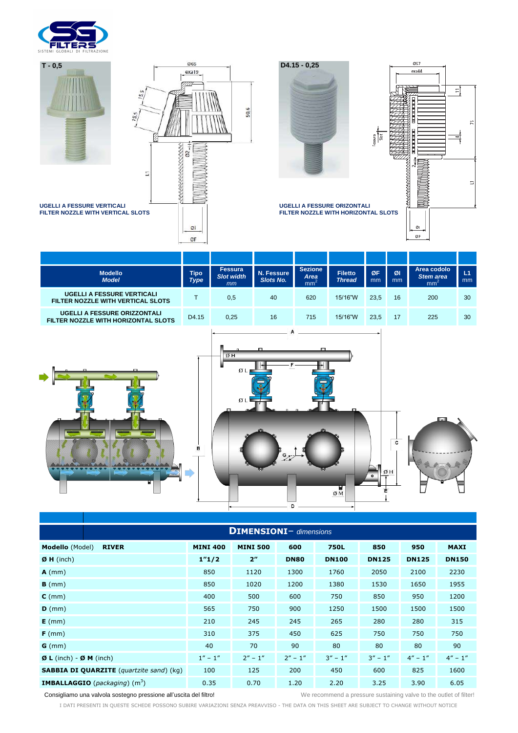T - 0,5

UGELLI A FESSURE VERTICALI
FILTER NOZZLE WITH VERTICAL SLOTS

D4.15 - 0,25

UGELLI A FESSURE ORIZONTALI
FILTER NOZZLE WITH HORIZONTAL SLOTS

| Modello *Model* | Tipo *Type* | Fessura *Slot width* mm | N. Fessure *Slots No.* | Sezione *Area* $mm^2$ | Filetto *Thread* | ØF mm | ØI mm | Area codolo *Stem area* $mm^2$ | L1 mm |
|---|---|---|---|---|---|---|---|---|---|
| UGELLI A FESSURE VERTICALI FILTER NOZZLE WITH VERTICAL SLOTS | T | 0,5 | 40 | 620 | 15/16"W | 23,5 | 16 | 200 | 30 |
| UGELLI A FESSURE ORIZZONTALI FILTER NOZZLE WITH HORIZONTAL SLOTS | D4.15 | 0,25 | 16 | 715 | 15/16"W | 23,5 | 17 | 225 | 30 |

## DIMENSIONI – *dimensions*

| **Modello** (Model) **RIVER** | **MINI 400** | **MINI 500** | **600** | **750L** | **850** | **950** | **MAXI** |
|---|---|---|---|---|---|---|---|
| **Ø H** (inch) | **1"1/2** | **2"** | **DN80** | **DN100** | **DN125** | **DN125** | **DN150** |
| **A** (mm) | 850 | 1120 | 1300 | 1760 | 2050 | 2100 | 2230 |
| **B** (mm) | 850 | 1020 | 1200 | 1380 | 1530 | 1650 | 1955 |
| **C** (mm) | 400 | 500 | 600 | 750 | 850 | 950 | 1200 |
| **D** (mm) | 565 | 750 | 900 | 1250 | 1500 | 1500 | 1500 |
| **E** (mm) | 210 | 245 | 245 | 265 | 280 | 280 | 315 |
| **F** (mm) | 310 | 375 | 450 | 625 | 750 | 750 | 750 |
| **G** (mm) | 40 | 70 | 90 | 80 | 80 | 80 | 90 |
| **Ø L** (inch) - **Ø M** (inch) | 1" – 1" | 2" – 1" | 2" – 1" | 3" – 1" | 3" – 1" | 4" – 1" | 4" – 1" |
| **SABBIA DI QUARZITE** (*quartzite sand*) (kg) | 100 | 125 | 200 | 450 | 600 | 825 | 1600 |
| **IMBALLAGGIO** (*packaging*) ($m^3$) | 0.35 | 0.70 | 1.20 | 2.20 | 3.25 | 3.90 | 6.05 |

Consigliamo una valvola sostegno pressione all'uscita del filtro!

We recommend a pressure sustaining valve to the outlet of filter!

I DATI PRESENTI IN QUESTE SCHEDE POSSONO SUBIRE VARIAZIONI SENZA PREAVVISO - THE DATA ON THIS SHEET ARE SUBJECT TO CHANGE WITHOUT NOTICE